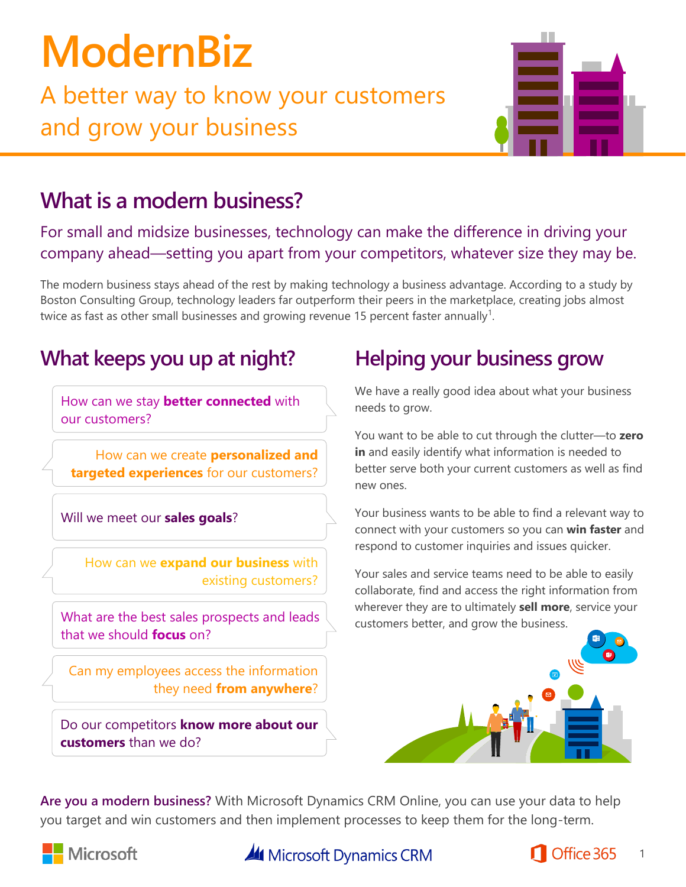# ModernBiz

## A better way to know your customers and grow your business

## What is a modern business?

For small and midsize businesses, technology can make the difference in driving your company ahead—setting you apart from your competitors, whatever size they may be.

The modern business stays ahead of the rest by making technology a business advantage. According to a study by Boston Consulting Group, technology leaders far outperform their peers in the marketplace, creating jobs almost twice as fast as other small businesses and growing revenue 15 percent faster annually[1].

## What keeps you up at night?

How can we stay **better connected** with our customers?

How can we create **personalized and targeted experiences** for our customers?

Will we meet our **sales goals**?

How can we **expand our business** with existing customers?

What are the best sales prospects and leads that we should **focus** on?

Can my employees access the information they need **from anywhere**?

Do our competitors **know more about our customers** than we do?

## Helping your business grow

We have a really good idea about what your business needs to grow.

You want to be able to cut through the clutter—to **zero in** and easily identify what information is needed to better serve both your current customers as well as find new ones.

Your business wants to be able to find a relevant way to connect with your customers so you can **win faster** and respond to customer inquiries and issues quicker.

Your sales and service teams need to be able to easily collaborate, find and access the right information from wherever they are to ultimately **sell more**, service your customers better, and grow the business.

**Are you a modern business?** With Microsoft Dynamics CRM Online, you can use your data to help you target and win customers and then implement processes to keep them for the long-term.

Microsoft | Microsoft Dynamics CRM | Office 365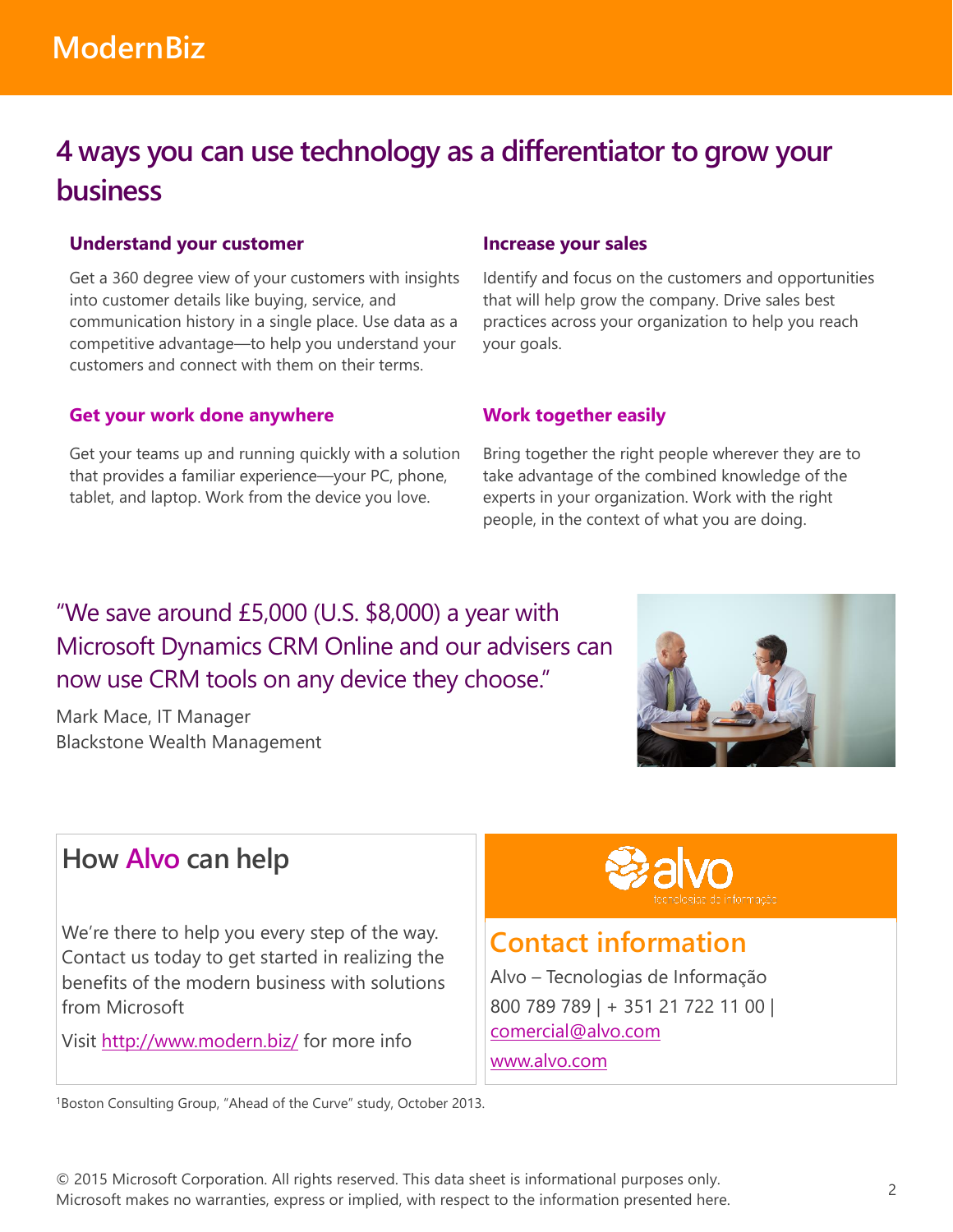# 4 ways you can use technology as a differentiator to grow your business

### Understand your customer

Get a 360 degree view of your customers with insights into customer details like buying, service, and communication history in a single place. Use data as a competitive advantage—to help you understand your customers and connect with them on their terms.

### Increase your sales

Identify and focus on the customers and opportunities that will help grow the company. Drive sales best practices across your organization to help you reach your goals.

### Get your work done anywhere

Get your teams up and running quickly with a solution that provides a familiar experience—your PC, phone, tablet, and laptop. Work from the device you love.

### Work together easily

Bring together the right people wherever they are to take advantage of the combined knowledge of the experts in your organization. Work with the right people, in the context of what you are doing.

> "We save around £5,000 (U.S. $8,000) a year with Microsoft Dynamics CRM Online and our advisers can now use CRM tools on any device they choose."

Mark Mace, IT Manager
Blackstone Wealth Management

## How Alvo can help

We're there to help you every step of the way. Contact us today to get started in realizing the benefits of the modern business with solutions from Microsoft

Visit http://www.modern.biz/ for more info

alvo
tecnologias de informação

## Contact information

Alvo – Tecnologias de Informação
800 789 789 | + 351 21 722 11 00 |
comercial@alvo.com
www.alvo.com

[1]Boston Consulting Group, "Ahead of the Curve" study, October 2013.

© 2015 Microsoft Corporation. All rights reserved. This data sheet is informational purposes only. Microsoft makes no warranties, express or implied, with respect to the information presented here.